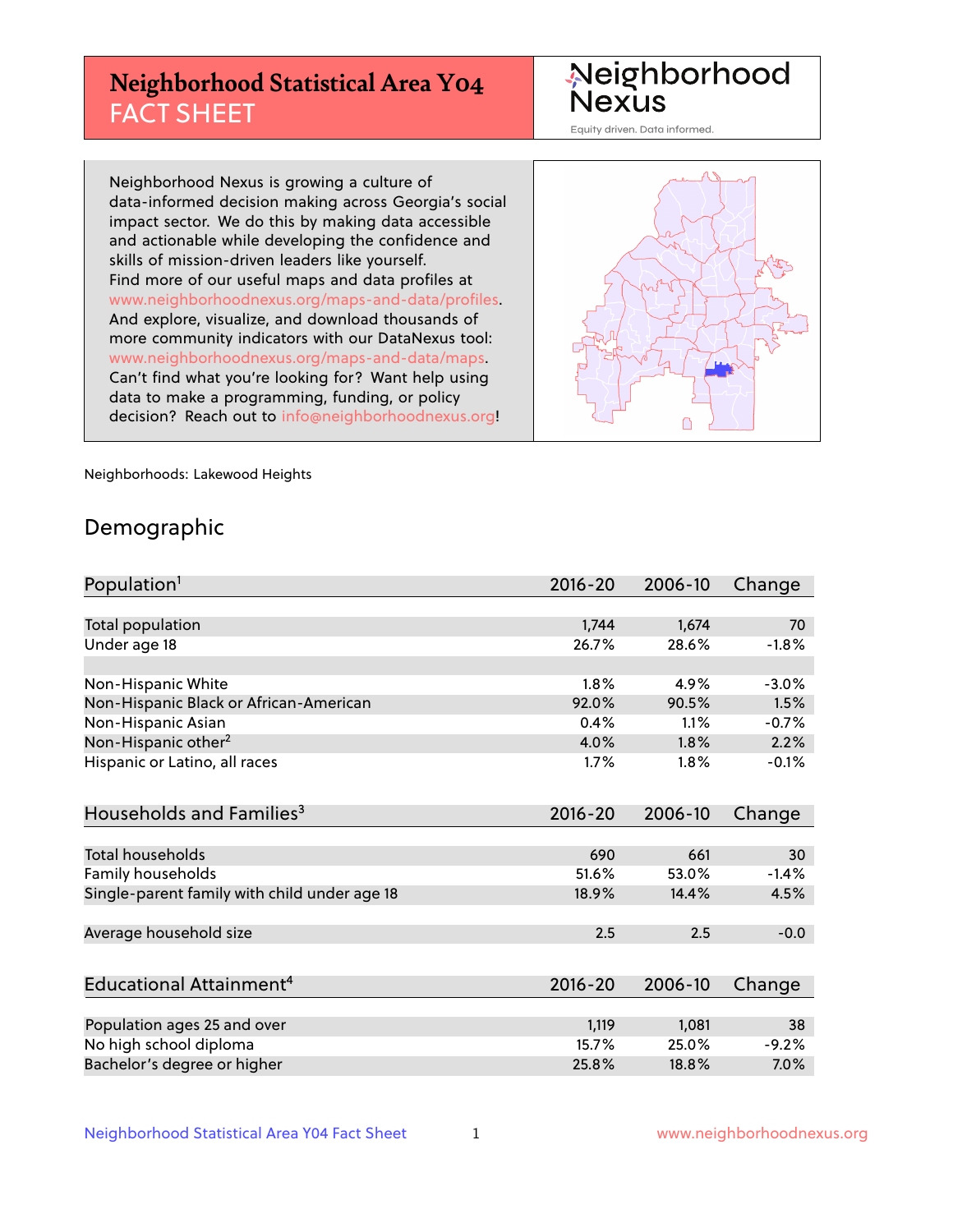# Neighborhood Statistical Area Y04 FACT SHEET

Neighborhood Nexus

Equity driven. Data informed.

Neighborhood Nexus is growing a culture of data-informed decision making across Georgia's social impact sector. We do this by making data accessible and actionable while developing the confidence and skills of mission-driven leaders like yourself. Find more of our useful maps and data profiles at www.neighborhoodnexus.org/maps-and-data/profiles. And explore, visualize, and download thousands of more community indicators with our DataNexus tool: www.neighborhoodnexus.org/maps-and-data/maps. Can't find what you're looking for? Want help using data to make a programming, funding, or policy decision? Reach out to info@neighborhoodnexus.org!

Neighborhoods: Lakewood Heights

## Demographic

| Population[1] | 2016-20 | 2006-10 | Change |
|---|---|---|---|
| Total population | 1,744 | 1,674 | 70 |
| Under age 18 | 26.7% | 28.6% | -1.8% |
| | | | |
| Non-Hispanic White | 1.8% | 4.9% | -3.0% |
| Non-Hispanic Black or African-American | 92.0% | 90.5% | 1.5% |
| Non-Hispanic Asian | 0.4% | 1.1% | -0.7% |
| Non-Hispanic other[2] | 4.0% | 1.8% | 2.2% |
| Hispanic or Latino, all races | 1.7% | 1.8% | -0.1% |

| Households and Families[3] | 2016-20 | 2006-10 | Change |
|---|---|---|---|
| Total households | 690 | 661 | 30 |
| Family households | 51.6% | 53.0% | -1.4% |
| Single-parent family with child under age 18 | 18.9% | 14.4% | 4.5% |
| | | | |
| Average household size | 2.5 | 2.5 | -0.0 |

| Educational Attainment[4] | 2016-20 | 2006-10 | Change |
|---|---|---|---|
| Population ages 25 and over | 1,119 | 1,081 | 38 |
| No high school diploma | 15.7% | 25.0% | -9.2% |
| Bachelor's degree or higher | 25.8% | 18.8% | 7.0% |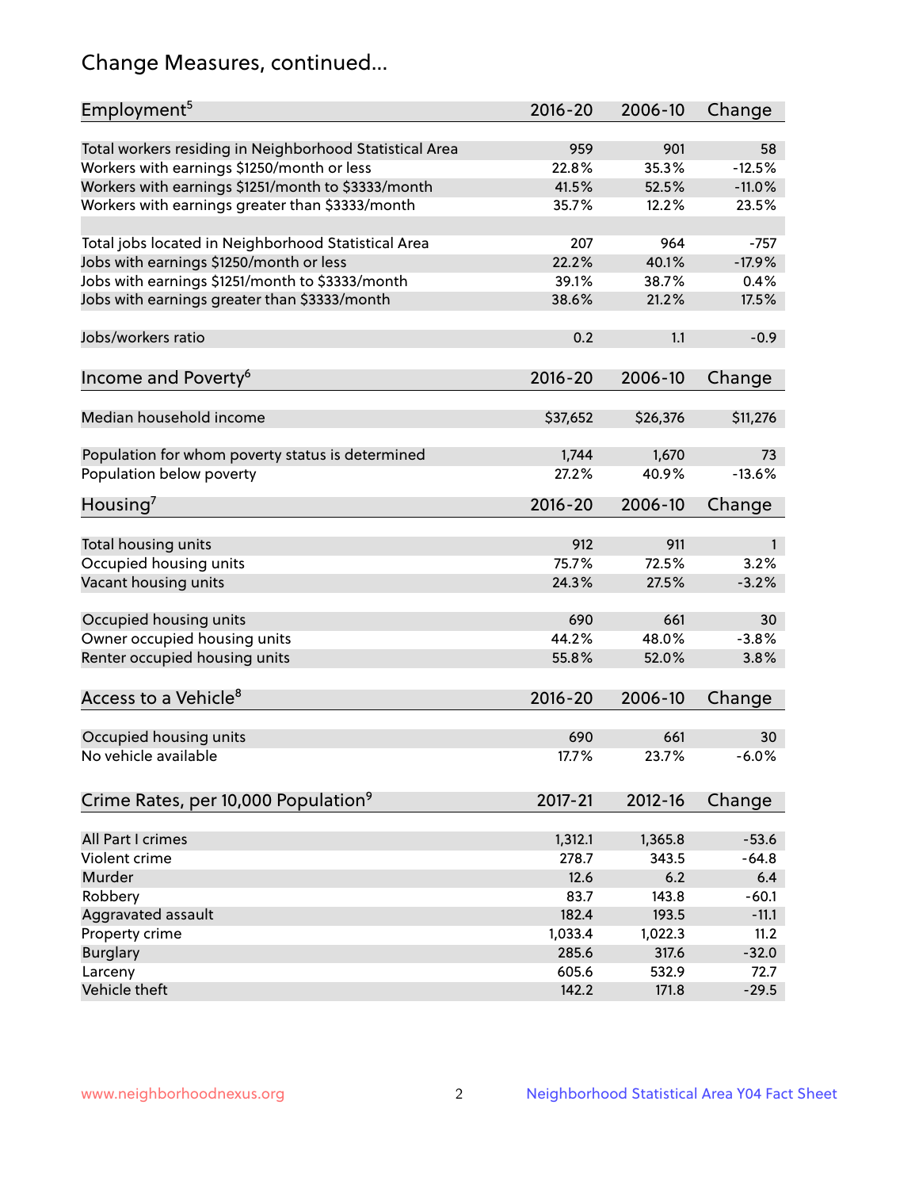# Change Measures, continued...

| Employment[5] | 2016-20 | 2006-10 | Change |
|---|---|---|---|
| Total workers residing in Neighborhood Statistical Area | 959 | 901 | 58 |
| Workers with earnings $1250/month or less | 22.8% | 35.3% | -12.5% |
| Workers with earnings $1251/month to $3333/month | 41.5% | 52.5% | -11.0% |
| Workers with earnings greater than $3333/month | 35.7% | 12.2% | 23.5% |
| | | | |
| Total jobs located in Neighborhood Statistical Area | 207 | 964 | -757 |
| Jobs with earnings $1250/month or less | 22.2% | 40.1% | -17.9% |
| Jobs with earnings $1251/month to $3333/month | 39.1% | 38.7% | 0.4% |
| Jobs with earnings greater than $3333/month | 38.6% | 21.2% | 17.5% |
| | | | |
| Jobs/workers ratio | 0.2 | 1.1 | -0.9 |

| Income and Poverty[6] | 2016-20 | 2006-10 | Change |
|---|---|---|---|
| Median household income | $37,652 | $26,376 | $11,276 |
| | | | |
| Population for whom poverty status is determined | 1,744 | 1,670 | 73 |
| Population below poverty | 27.2% | 40.9% | -13.6% |

| Housing[7] | 2016-20 | 2006-10 | Change |
|---|---|---|---|
| Total housing units | 912 | 911 | 1 |
| Occupied housing units | 75.7% | 72.5% | 3.2% |
| Vacant housing units | 24.3% | 27.5% | -3.2% |
| | | | |
| Occupied housing units | 690 | 661 | 30 |
| Owner occupied housing units | 44.2% | 48.0% | -3.8% |
| Renter occupied housing units | 55.8% | 52.0% | 3.8% |

| Access to a Vehicle[8] | 2016-20 | 2006-10 | Change |
|---|---|---|---|
| Occupied housing units | 690 | 661 | 30 |
| No vehicle available | 17.7% | 23.7% | -6.0% |

| Crime Rates, per 10,000 Population[9] | 2017-21 | 2012-16 | Change |
|---|---|---|---|
| All Part I crimes | 1,312.1 | 1,365.8 | -53.6 |
| Violent crime | 278.7 | 343.5 | -64.8 |
| Murder | 12.6 | 6.2 | 6.4 |
| Robbery | 83.7 | 143.8 | -60.1 |
| Aggravated assault | 182.4 | 193.5 | -11.1 |
| Property crime | 1,033.4 | 1,022.3 | 11.2 |
| Burglary | 285.6 | 317.6 | -32.0 |
| Larceny | 605.6 | 532.9 | 72.7 |
| Vehicle theft | 142.2 | 171.8 | -29.5 |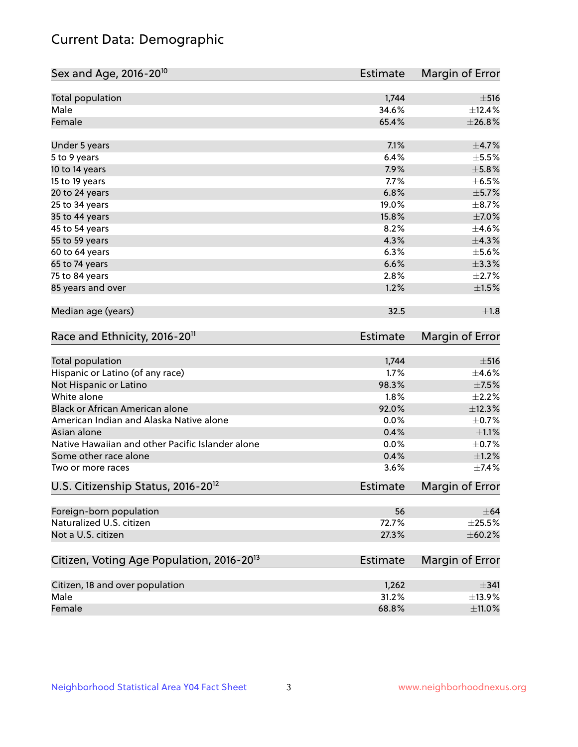# Current Data: Demographic

| Sex and Age, 2016-20[10] | Estimate | Margin of Error |
|---|---|---|
| Total population | 1,744 | ±516 |
| Male | 34.6% | ±12.4% |
| Female | 65.4% | ±26.8% |
| Under 5 years | 7.1% | ±4.7% |
| 5 to 9 years | 6.4% | ±5.5% |
| 10 to 14 years | 7.9% | ±5.8% |
| 15 to 19 years | 7.7% | ±6.5% |
| 20 to 24 years | 6.8% | ±5.7% |
| 25 to 34 years | 19.0% | ±8.7% |
| 35 to 44 years | 15.8% | ±7.0% |
| 45 to 54 years | 8.2% | ±4.6% |
| 55 to 59 years | 4.3% | ±4.3% |
| 60 to 64 years | 6.3% | ±5.6% |
| 65 to 74 years | 6.6% | ±3.3% |
| 75 to 84 years | 2.8% | ±2.7% |
| 85 years and over | 1.2% | ±1.5% |
| Median age (years) | 32.5 | ±1.8 |

| Race and Ethnicity, 2016-20[11] | Estimate | Margin of Error |
|---|---|---|
| Total population | 1,744 | ±516 |
| Hispanic or Latino (of any race) | 1.7% | ±4.6% |
| Not Hispanic or Latino | 98.3% | ±7.5% |
| White alone | 1.8% | ±2.2% |
| Black or African American alone | 92.0% | ±12.3% |
| American Indian and Alaska Native alone | 0.0% | ±0.7% |
| Asian alone | 0.4% | ±1.1% |
| Native Hawaiian and other Pacific Islander alone | 0.0% | ±0.7% |
| Some other race alone | 0.4% | ±1.2% |
| Two or more races | 3.6% | ±7.4% |

| U.S. Citizenship Status, 2016-20[12] | Estimate | Margin of Error |
|---|---|---|
| Foreign-born population | 56 | ±64 |
| Naturalized U.S. citizen | 72.7% | ±25.5% |
| Not a U.S. citizen | 27.3% | ±60.2% |

| Citizen, Voting Age Population, 2016-20[13] | Estimate | Margin of Error |
|---|---|---|
| Citizen, 18 and over population | 1,262 | ±341 |
| Male | 31.2% | ±13.9% |
| Female | 68.8% | ±11.0% |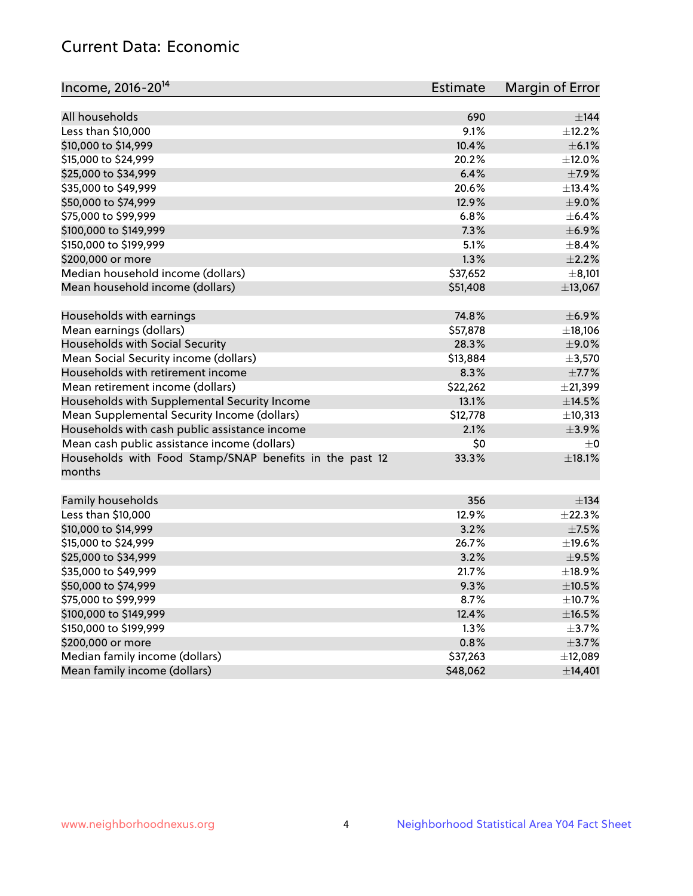## Current Data: Economic

| Income, 2016-20[14] | Estimate | Margin of Error |
|---|---|---|
| All households | 690 | ±144 |
| Less than $10,000 | 9.1% | ±12.2% |
| $10,000 to $14,999 | 10.4% | ±6.1% |
| $15,000 to $24,999 | 20.2% | ±12.0% |
| $25,000 to $34,999 | 6.4% | ±7.9% |
| $35,000 to $49,999 | 20.6% | ±13.4% |
| $50,000 to $74,999 | 12.9% | ±9.0% |
| $75,000 to $99,999 | 6.8% | ±6.4% |
| $100,000 to $149,999 | 7.3% | ±6.9% |
| $150,000 to $199,999 | 5.1% | ±8.4% |
| $200,000 or more | 1.3% | ±2.2% |
| Median household income (dollars) | $37,652 | ±8,101 |
| Mean household income (dollars) | $51,408 | ±13,067 |
| Households with earnings | 74.8% | ±6.9% |
| Mean earnings (dollars) | $57,878 | ±18,106 |
| Households with Social Security | 28.3% | ±9.0% |
| Mean Social Security income (dollars) | $13,884 | ±3,570 |
| Households with retirement income | 8.3% | ±7.7% |
| Mean retirement income (dollars) | $22,262 | ±21,399 |
| Households with Supplemental Security Income | 13.1% | ±14.5% |
| Mean Supplemental Security Income (dollars) | $12,778 | ±10,313 |
| Households with cash public assistance income | 2.1% | ±3.9% |
| Mean cash public assistance income (dollars) | $0 | ±0 |
| Households with Food Stamp/SNAP benefits in the past 12 months | 33.3% | ±18.1% |
| Family households | 356 | ±134 |
| Less than $10,000 | 12.9% | ±22.3% |
| $10,000 to $14,999 | 3.2% | ±7.5% |
| $15,000 to $24,999 | 26.7% | ±19.6% |
| $25,000 to $34,999 | 3.2% | ±9.5% |
| $35,000 to $49,999 | 21.7% | ±18.9% |
| $50,000 to $74,999 | 9.3% | ±10.5% |
| $75,000 to $99,999 | 8.7% | ±10.7% |
| $100,000 to $149,999 | 12.4% | ±16.5% |
| $150,000 to $199,999 | 1.3% | ±3.7% |
| $200,000 or more | 0.8% | ±3.7% |
| Median family income (dollars) | $37,263 | ±12,089 |
| Mean family income (dollars) | $48,062 | ±14,401 |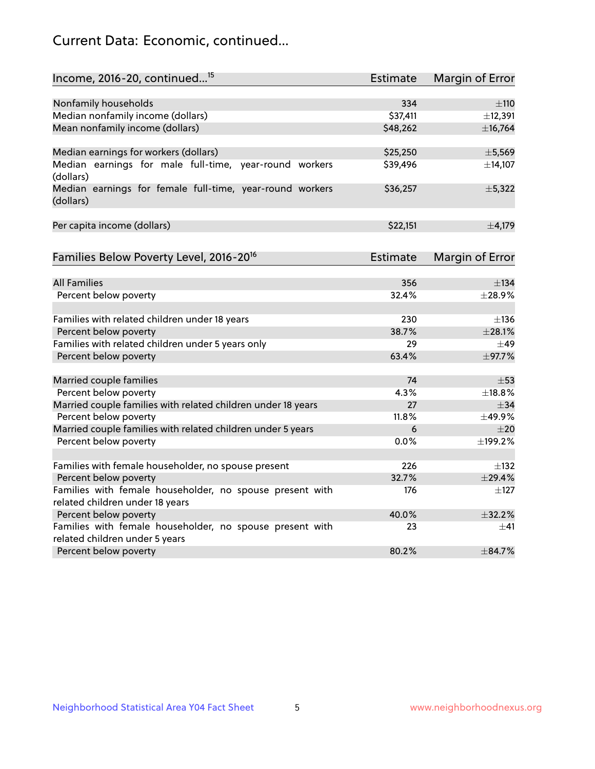# Current Data: Economic, continued...

| Income, 2016-20, continued...[15] | Estimate | Margin of Error |
|---|---|---|
| Nonfamily households | 334 | ±110 |
| Median nonfamily income (dollars) | $37,411 | ±12,391 |
| Mean nonfamily income (dollars) | $48,262 | ±16,764 |
| | | |
| Median earnings for workers (dollars) | $25,250 | ±5,569 |
| Median earnings for male full-time, year-round workers (dollars) | $39,496 | ±14,107 |
| Median earnings for female full-time, year-round workers (dollars) | $36,257 | ±5,322 |
| | | |
| Per capita income (dollars) | $22,151 | ±4,179 |

| Families Below Poverty Level, 2016-20[16] | Estimate | Margin of Error |
|---|---|---|
| All Families | 356 | ±134 |
| Percent below poverty | 32.4% | ±28.9% |
| | | |
| Families with related children under 18 years | 230 | ±136 |
| Percent below poverty | 38.7% | ±28.1% |
| Families with related children under 5 years only | 29 | ±49 |
| Percent below poverty | 63.4% | ±97.7% |
| | | |
| Married couple families | 74 | ±53 |
| Percent below poverty | 4.3% | ±18.8% |
| Married couple families with related children under 18 years | 27 | ±34 |
| Percent below poverty | 11.8% | ±49.9% |
| Married couple families with related children under 5 years | 6 | ±20 |
| Percent below poverty | 0.0% | ±199.2% |
| | | |
| Families with female householder, no spouse present | 226 | ±132 |
| Percent below poverty | 32.7% | ±29.4% |
| Families with female householder, no spouse present with related children under 18 years | 176 | ±127 |
| Percent below poverty | 40.0% | ±32.2% |
| Families with female householder, no spouse present with related children under 5 years | 23 | ±41 |
| Percent below poverty | 80.2% | ±84.7% |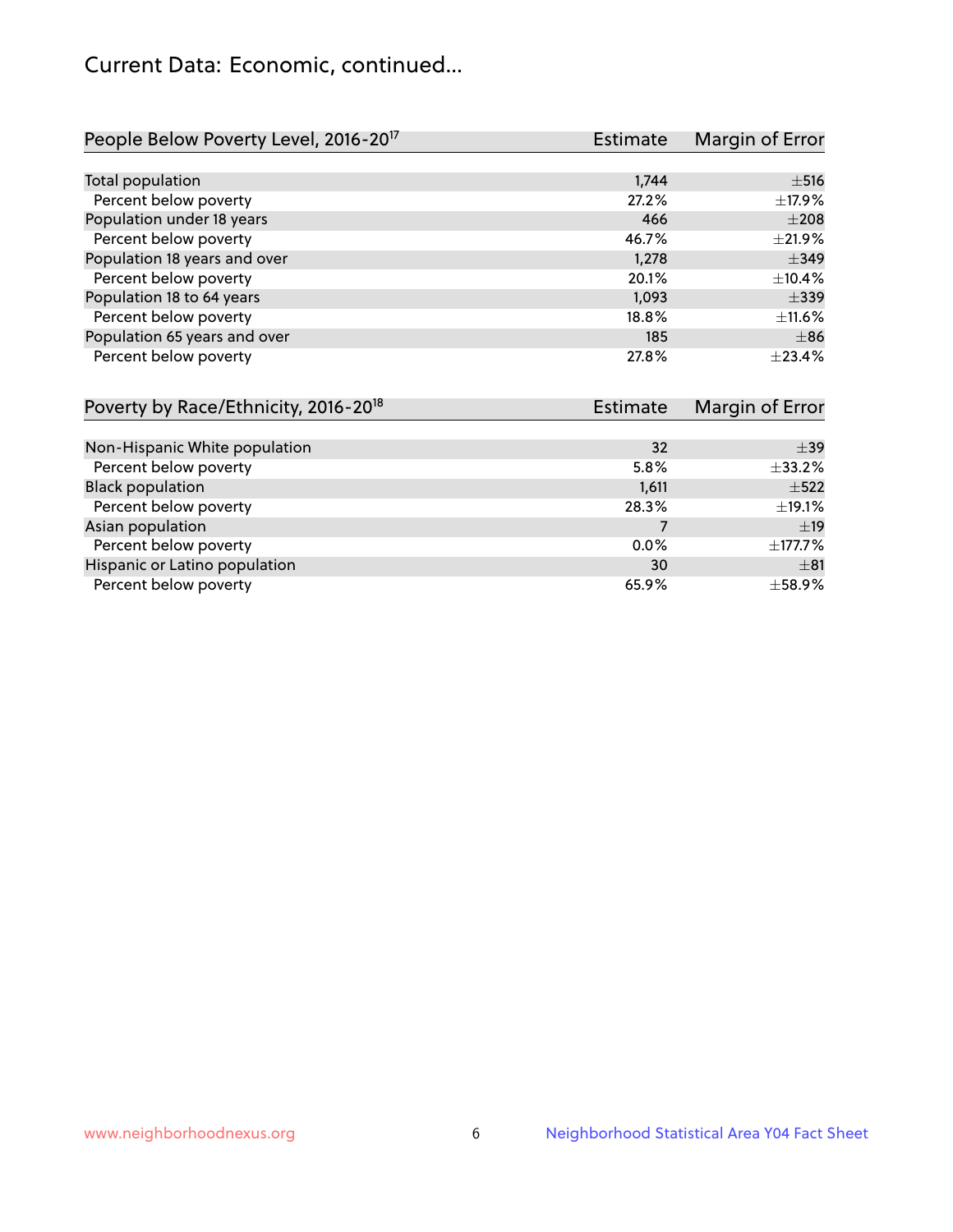## Current Data: Economic, continued...

| People Below Poverty Level, 2016-20[17] | Estimate | Margin of Error |
|---|---|---|
| Total population | 1,744 | ±516 |
| Percent below poverty | 27.2% | ±17.9% |
| Population under 18 years | 466 | ±208 |
| Percent below poverty | 46.7% | ±21.9% |
| Population 18 years and over | 1,278 | ±349 |
| Percent below poverty | 20.1% | ±10.4% |
| Population 18 to 64 years | 1,093 | ±339 |
| Percent below poverty | 18.8% | ±11.6% |
| Population 65 years and over | 185 | ±86 |
| Percent below poverty | 27.8% | ±23.4% |

| Poverty by Race/Ethnicity, 2016-20[18] | Estimate | Margin of Error |
|---|---|---|
| Non-Hispanic White population | 32 | ±39 |
| Percent below poverty | 5.8% | ±33.2% |
| Black population | 1,611 | ±522 |
| Percent below poverty | 28.3% | ±19.1% |
| Asian population | 7 | ±19 |
| Percent below poverty | 0.0% | ±177.7% |
| Hispanic or Latino population | 30 | ±81 |
| Percent below poverty | 65.9% | ±58.9% |

www.neighborhoodnexus.org

Neighborhood Statistical Area Y04 Fact Sheet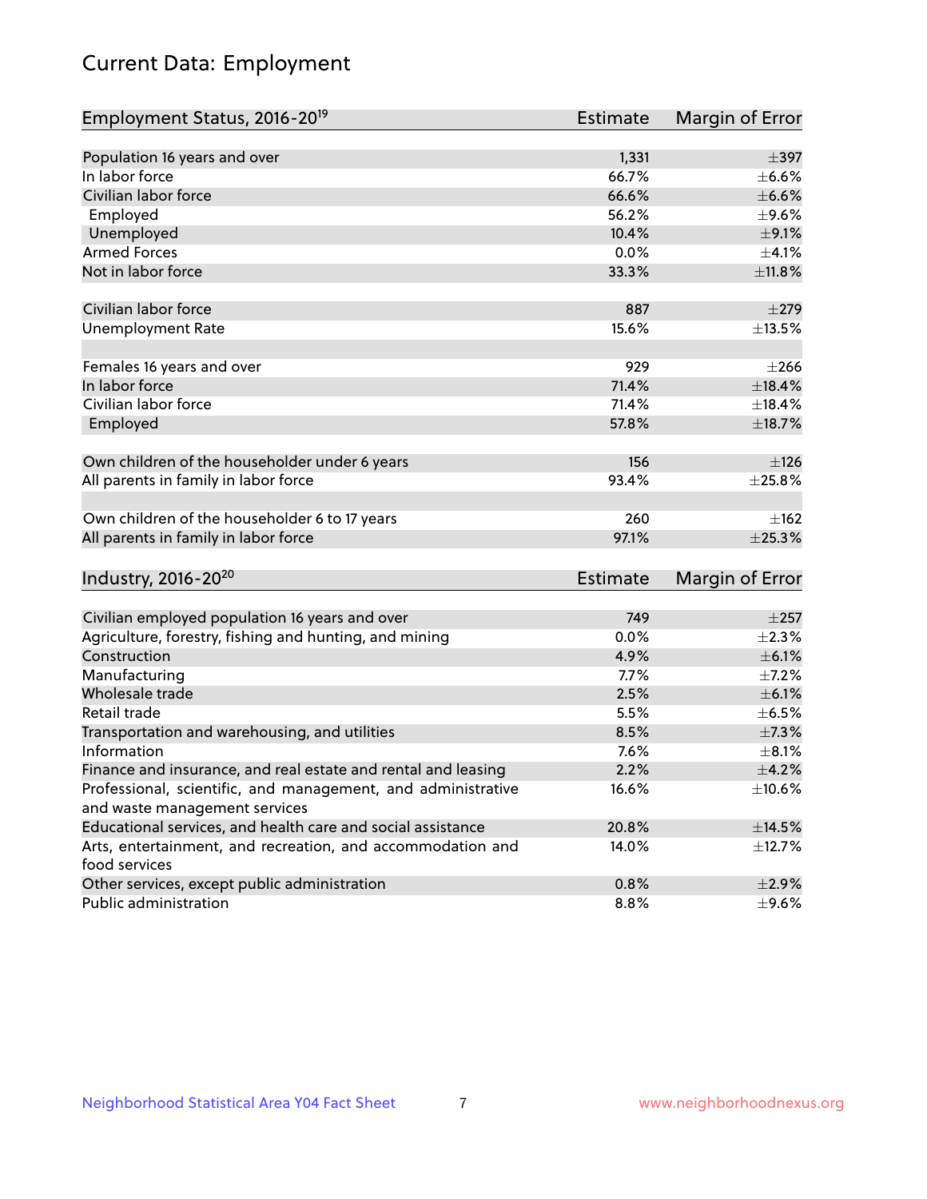## Current Data: Employment

| Employment Status, 2016-20[19] | Estimate | Margin of Error |
|---|---|---|
| Population 16 years and over | 1,331 | ±397 |
| In labor force | 66.7% | ±6.6% |
| Civilian labor force | 66.6% | ±6.6% |
| Employed | 56.2% | ±9.6% |
| Unemployed | 10.4% | ±9.1% |
| Armed Forces | 0.0% | ±4.1% |
| Not in labor force | 33.3% | ±11.8% |
| | | |
| Civilian labor force | 887 | ±279 |
| Unemployment Rate | 15.6% | ±13.5% |
| | | |
| Females 16 years and over | 929 | ±266 |
| In labor force | 71.4% | ±18.4% |
| Civilian labor force | 71.4% | ±18.4% |
| Employed | 57.8% | ±18.7% |
| | | |
| Own children of the householder under 6 years | 156 | ±126 |
| All parents in family in labor force | 93.4% | ±25.8% |
| | | |
| Own children of the householder 6 to 17 years | 260 | ±162 |
| All parents in family in labor force | 97.1% | ±25.3% |

| Industry, 2016-20[20] | Estimate | Margin of Error |
|---|---|---|
| Civilian employed population 16 years and over | 749 | ±257 |
| Agriculture, forestry, fishing and hunting, and mining | 0.0% | ±2.3% |
| Construction | 4.9% | ±6.1% |
| Manufacturing | 7.7% | ±7.2% |
| Wholesale trade | 2.5% | ±6.1% |
| Retail trade | 5.5% | ±6.5% |
| Transportation and warehousing, and utilities | 8.5% | ±7.3% |
| Information | 7.6% | ±8.1% |
| Finance and insurance, and real estate and rental and leasing | 2.2% | ±4.2% |
| Professional, scientific, and management, and administrative and waste management services | 16.6% | ±10.6% |
| Educational services, and health care and social assistance | 20.8% | ±14.5% |
| Arts, entertainment, and recreation, and accommodation and food services | 14.0% | ±12.7% |
| Other services, except public administration | 0.8% | ±2.9% |
| Public administration | 8.8% | ±9.6% |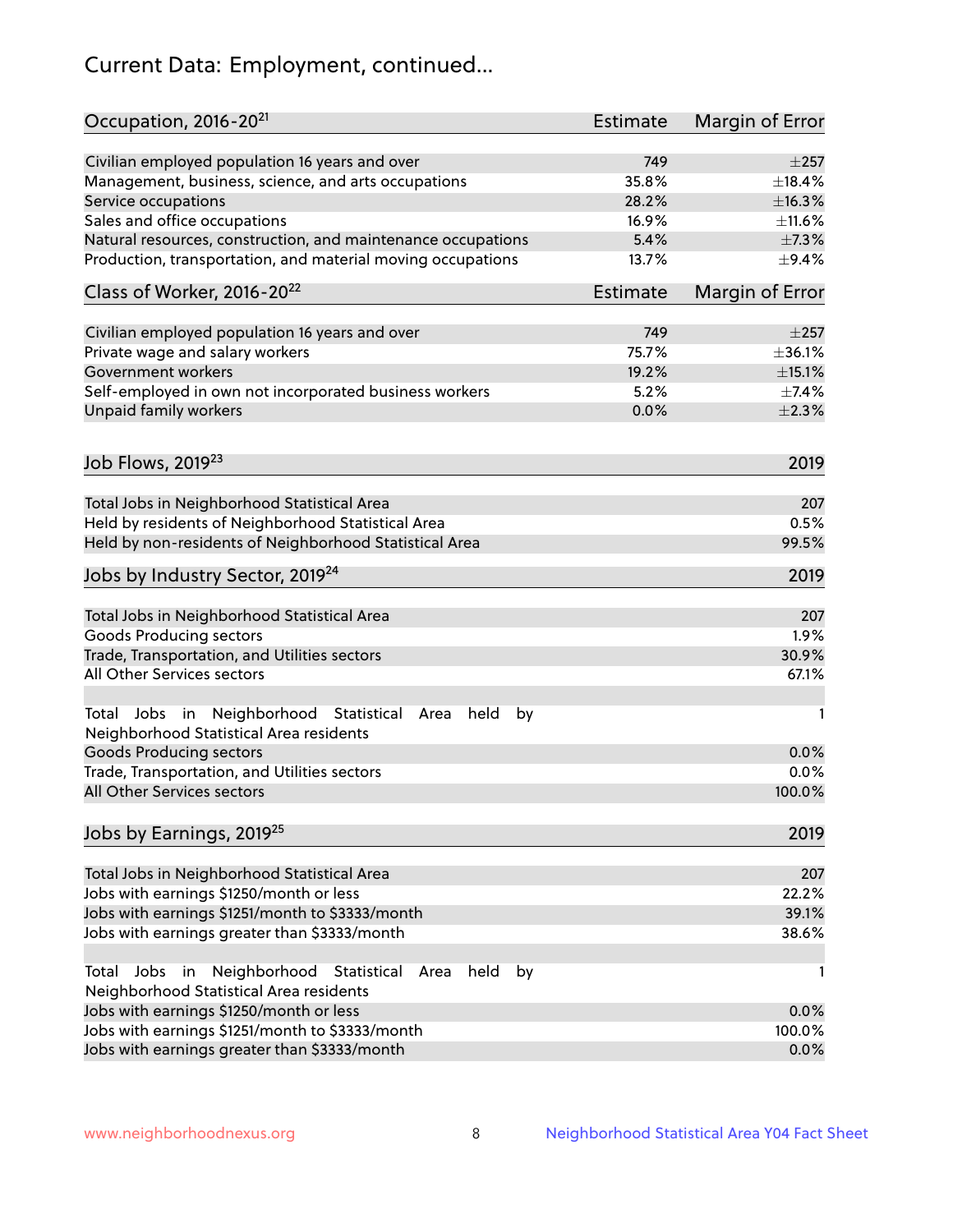# Current Data: Employment, continued...

| Occupation, 2016-20[21] | Estimate | Margin of Error |
|---|---|---|
| Civilian employed population 16 years and over | 749 | ±257 |
| Management, business, science, and arts occupations | 35.8% | ±18.4% |
| Service occupations | 28.2% | ±16.3% |
| Sales and office occupations | 16.9% | ±11.6% |
| Natural resources, construction, and maintenance occupations | 5.4% | ±7.3% |
| Production, transportation, and material moving occupations | 13.7% | ±9.4% |

| Class of Worker, 2016-20[22] | Estimate | Margin of Error |
|---|---|---|
| Civilian employed population 16 years and over | 749 | ±257 |
| Private wage and salary workers | 75.7% | ±36.1% |
| Government workers | 19.2% | ±15.1% |
| Self-employed in own not incorporated business workers | 5.2% | ±7.4% |
| Unpaid family workers | 0.0% | ±2.3% |

| Job Flows, 2019[23] | 2019 |
|---|---|
| Total Jobs in Neighborhood Statistical Area | 207 |
| Held by residents of Neighborhood Statistical Area | 0.5% |
| Held by non-residents of Neighborhood Statistical Area | 99.5% |

| Jobs by Industry Sector, 2019[24] | 2019 |
|---|---|
| Total Jobs in Neighborhood Statistical Area | 207 |
| Goods Producing sectors | 1.9% |
| Trade, Transportation, and Utilities sectors | 30.9% |
| All Other Services sectors | 67.1% |
| Total Jobs in Neighborhood Statistical Area held by Neighborhood Statistical Area residents | 1 |
| Goods Producing sectors | 0.0% |
| Trade, Transportation, and Utilities sectors | 0.0% |
| All Other Services sectors | 100.0% |

| Jobs by Earnings, 2019[25] | 2019 |
|---|---|
| Total Jobs in Neighborhood Statistical Area | 207 |
| Jobs with earnings $1250/month or less | 22.2% |
| Jobs with earnings $1251/month to $3333/month | 39.1% |
| Jobs with earnings greater than $3333/month | 38.6% |
| Total Jobs in Neighborhood Statistical Area held by Neighborhood Statistical Area residents | 1 |
| Jobs with earnings $1250/month or less | 0.0% |
| Jobs with earnings $1251/month to $3333/month | 100.0% |
| Jobs with earnings greater than $3333/month | 0.0% |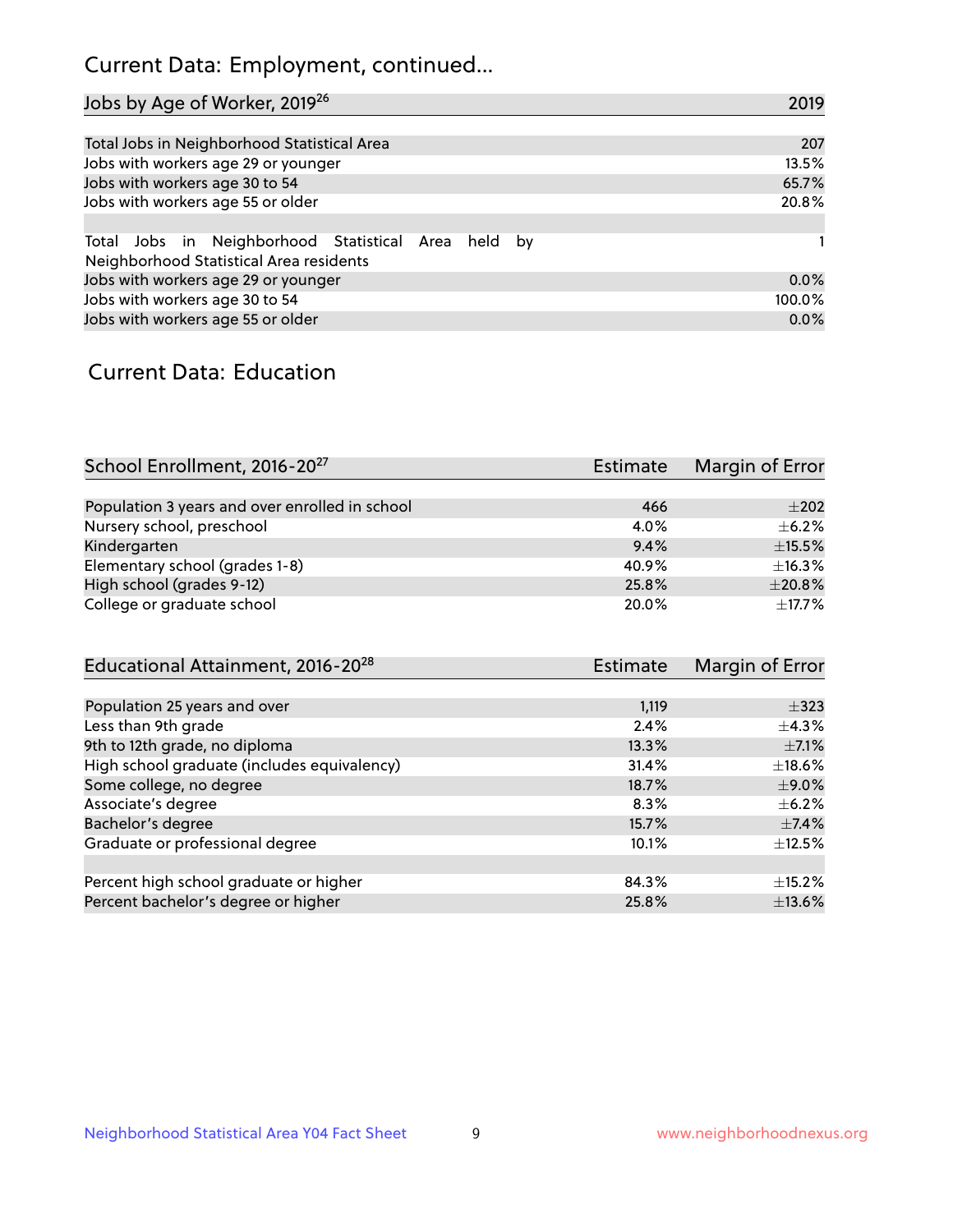# Current Data: Employment, continued...

| Jobs by Age of Worker, 2019[26] | 2019 |
| --- | --- |
| Total Jobs in Neighborhood Statistical Area | 207 |
| Jobs with workers age 29 or younger | 13.5% |
| Jobs with workers age 30 to 54 | 65.7% |
| Jobs with workers age 55 or older | 20.8% |
| | |
| Total Jobs in Neighborhood Statistical Area held by Neighborhood Statistical Area residents | 1 |
| Jobs with workers age 29 or younger | 0.0% |
| Jobs with workers age 30 to 54 | 100.0% |
| Jobs with workers age 55 or older | 0.0% |

# Current Data: Education

| School Enrollment, 2016-20[27] | Estimate | Margin of Error |
| --- | --- | --- |
| Population 3 years and over enrolled in school | 466 | ±202 |
| Nursery school, preschool | 4.0% | ±6.2% |
| Kindergarten | 9.4% | ±15.5% |
| Elementary school (grades 1-8) | 40.9% | ±16.3% |
| High school (grades 9-12) | 25.8% | ±20.8% |
| College or graduate school | 20.0% | ±17.7% |

| Educational Attainment, 2016-20[28] | Estimate | Margin of Error |
| --- | --- | --- |
| Population 25 years and over | 1,119 | ±323 |
| Less than 9th grade | 2.4% | ±4.3% |
| 9th to 12th grade, no diploma | 13.3% | ±7.1% |
| High school graduate (includes equivalency) | 31.4% | ±18.6% |
| Some college, no degree | 18.7% | ±9.0% |
| Associate's degree | 8.3% | ±6.2% |
| Bachelor's degree | 15.7% | ±7.4% |
| Graduate or professional degree | 10.1% | ±12.5% |
| | | |
| Percent high school graduate or higher | 84.3% | ±15.2% |
| Percent bachelor's degree or higher | 25.8% | ±13.6% |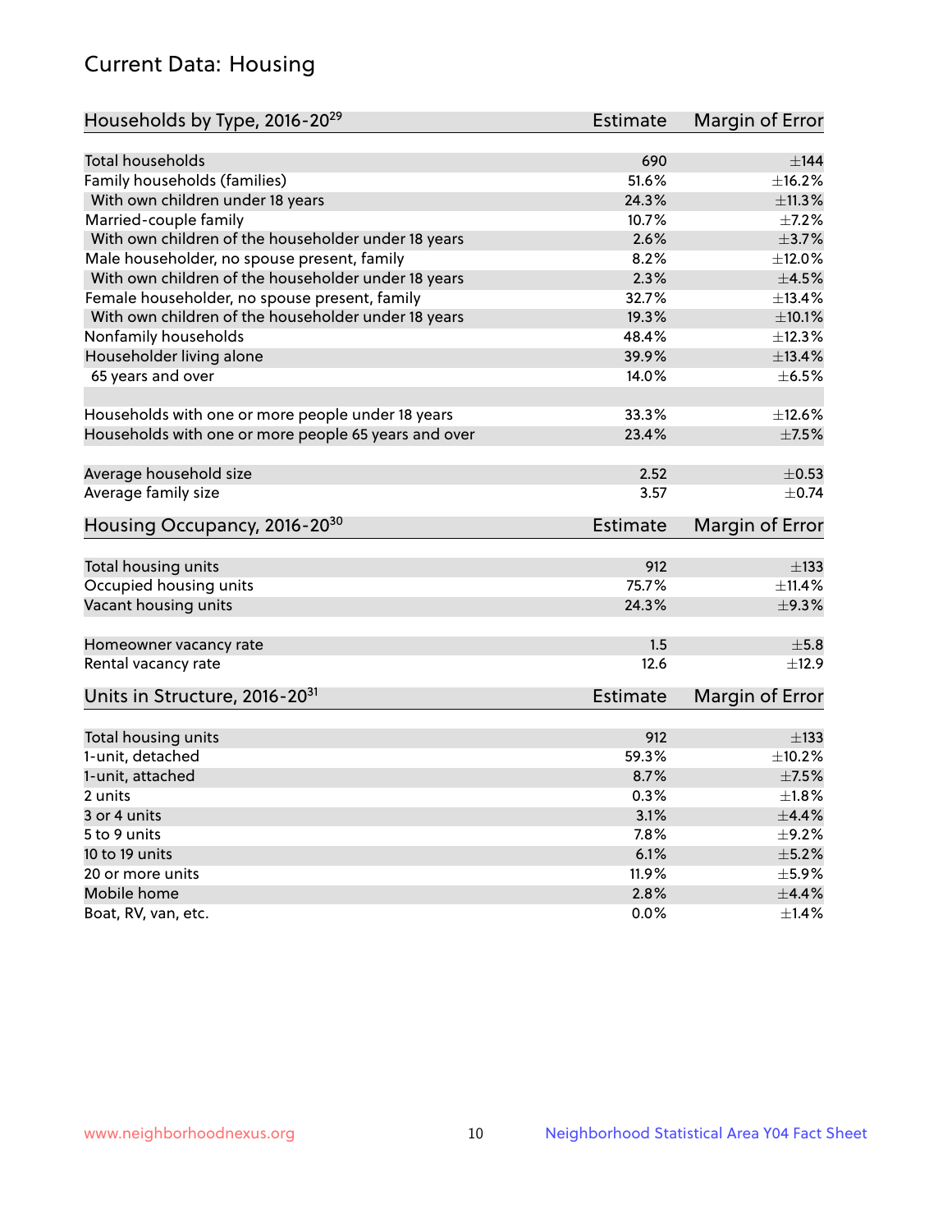## Current Data: Housing

| Households by Type, 2016-20[29] | Estimate | Margin of Error |
|---|---|---|
| Total households | 690 | ±144 |
| Family households (families) | 51.6% | ±16.2% |
| With own children under 18 years | 24.3% | ±11.3% |
| Married-couple family | 10.7% | ±7.2% |
| With own children of the householder under 18 years | 2.6% | ±3.7% |
| Male householder, no spouse present, family | 8.2% | ±12.0% |
| With own children of the householder under 18 years | 2.3% | ±4.5% |
| Female householder, no spouse present, family | 32.7% | ±13.4% |
| With own children of the householder under 18 years | 19.3% | ±10.1% |
| Nonfamily households | 48.4% | ±12.3% |
| Householder living alone | 39.9% | ±13.4% |
| 65 years and over | 14.0% | ±6.5% |
| Households with one or more people under 18 years | 33.3% | ±12.6% |
| Households with one or more people 65 years and over | 23.4% | ±7.5% |
| Average household size | 2.52 | ±0.53 |
| Average family size | 3.57 | ±0.74 |

| Housing Occupancy, 2016-20[30] | Estimate | Margin of Error |
|---|---|---|
| Total housing units | 912 | ±133 |
| Occupied housing units | 75.7% | ±11.4% |
| Vacant housing units | 24.3% | ±9.3% |
| Homeowner vacancy rate | 1.5 | ±5.8 |
| Rental vacancy rate | 12.6 | ±12.9 |

| Units in Structure, 2016-20[31] | Estimate | Margin of Error |
|---|---|---|
| Total housing units | 912 | ±133 |
| 1-unit, detached | 59.3% | ±10.2% |
| 1-unit, attached | 8.7% | ±7.5% |
| 2 units | 0.3% | ±1.8% |
| 3 or 4 units | 3.1% | ±4.4% |
| 5 to 9 units | 7.8% | ±9.2% |
| 10 to 19 units | 6.1% | ±5.2% |
| 20 or more units | 11.9% | ±5.9% |
| Mobile home | 2.8% | ±4.4% |
| Boat, RV, van, etc. | 0.0% | ±1.4% |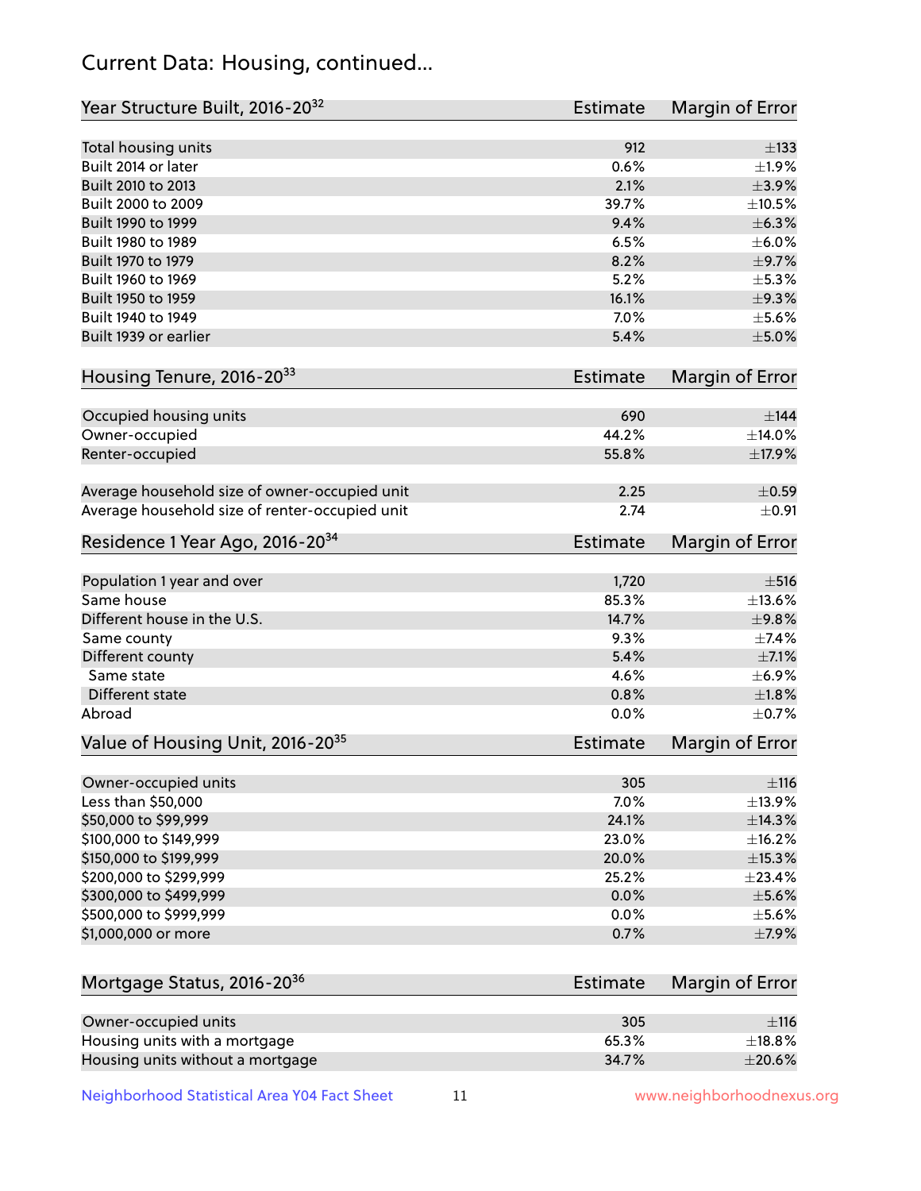# Current Data: Housing, continued...

| Year Structure Built, 2016-20[32] | Estimate | Margin of Error |
|---|---|---|
| Total housing units | 912 | ±133 |
| Built 2014 or later | 0.6% | ±1.9% |
| Built 2010 to 2013 | 2.1% | ±3.9% |
| Built 2000 to 2009 | 39.7% | ±10.5% |
| Built 1990 to 1999 | 9.4% | ±6.3% |
| Built 1980 to 1989 | 6.5% | ±6.0% |
| Built 1970 to 1979 | 8.2% | ±9.7% |
| Built 1960 to 1969 | 5.2% | ±5.3% |
| Built 1950 to 1959 | 16.1% | ±9.3% |
| Built 1940 to 1949 | 7.0% | ±5.6% |
| Built 1939 or earlier | 5.4% | ±5.0% |

| Housing Tenure, 2016-20[33] | Estimate | Margin of Error |
|---|---|---|
| Occupied housing units | 690 | ±144 |
| Owner-occupied | 44.2% | ±14.0% |
| Renter-occupied | 55.8% | ±17.9% |
| Average household size of owner-occupied unit | 2.25 | ±0.59 |
| Average household size of renter-occupied unit | 2.74 | ±0.91 |

| Residence 1 Year Ago, 2016-20[34] | Estimate | Margin of Error |
|---|---|---|
| Population 1 year and over | 1,720 | ±516 |
| Same house | 85.3% | ±13.6% |
| Different house in the U.S. | 14.7% | ±9.8% |
| Same county | 9.3% | ±7.4% |
| Different county | 5.4% | ±7.1% |
| Same state | 4.6% | ±6.9% |
| Different state | 0.8% | ±1.8% |
| Abroad | 0.0% | ±0.7% |

| Value of Housing Unit, 2016-20[35] | Estimate | Margin of Error |
|---|---|---|
| Owner-occupied units | 305 | ±116 |
| Less than $50,000 | 7.0% | ±13.9% |
| $50,000 to $99,999 | 24.1% | ±14.3% |
| $100,000 to $149,999 | 23.0% | ±16.2% |
| $150,000 to $199,999 | 20.0% | ±15.3% |
| $200,000 to $299,999 | 25.2% | ±23.4% |
| $300,000 to $499,999 | 0.0% | ±5.6% |
| $500,000 to $999,999 | 0.0% | ±5.6% |
| $1,000,000 or more | 0.7% | ±7.9% |

| Mortgage Status, 2016-20[36] | Estimate | Margin of Error |
|---|---|---|
| Owner-occupied units | 305 | ±116 |
| Housing units with a mortgage | 65.3% | ±18.8% |
| Housing units without a mortgage | 34.7% | ±20.6% |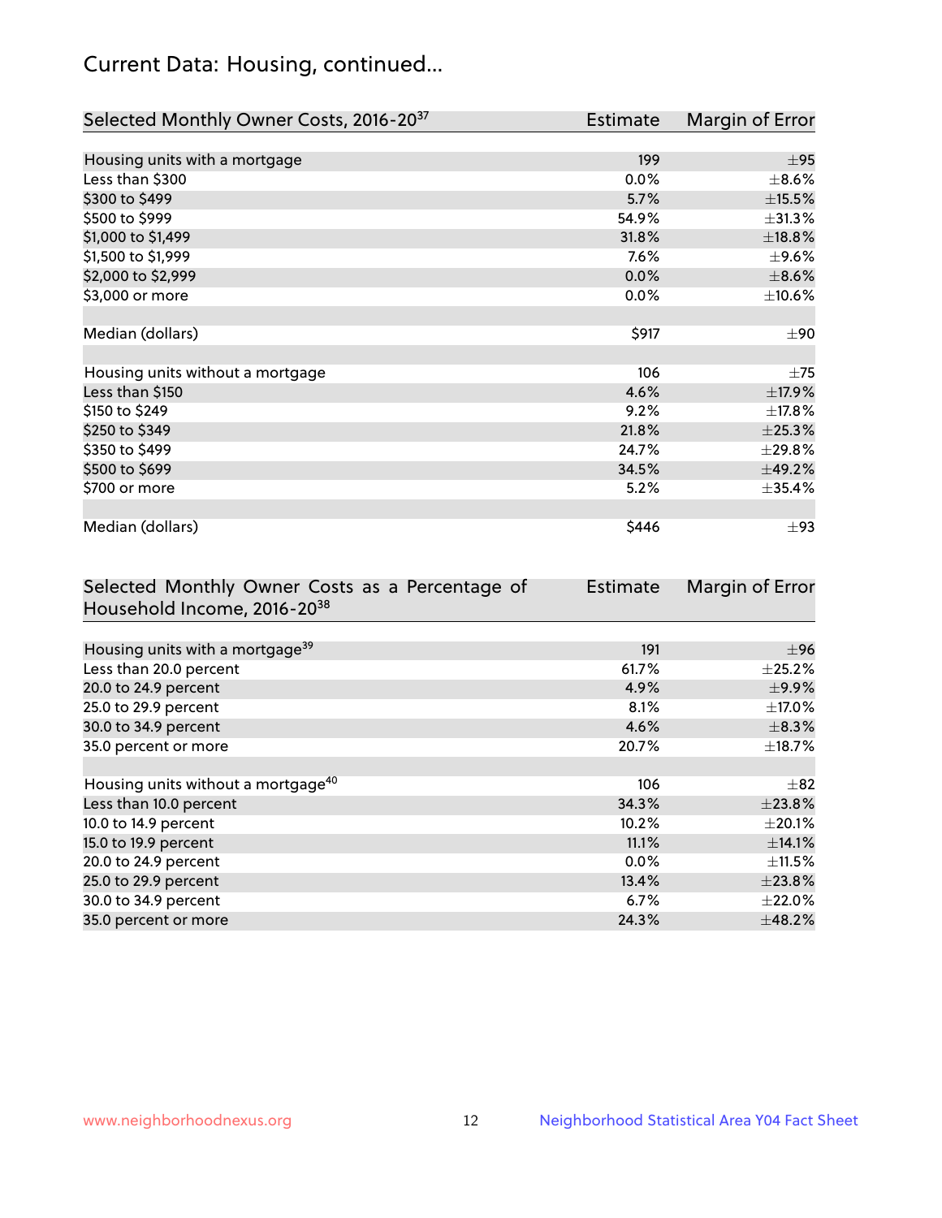## Current Data: Housing, continued...

| Selected Monthly Owner Costs, 2016-20[37] | Estimate | Margin of Error |
|---|---|---|
| Housing units with a mortgage | 199 | ±95 |
| Less than $300 | 0.0% | ±8.6% |
| $300 to $499 | 5.7% | ±15.5% |
| $500 to $999 | 54.9% | ±31.3% |
| $1,000 to $1,499 | 31.8% | ±18.8% |
| $1,500 to $1,999 | 7.6% | ±9.6% |
| $2,000 to $2,999 | 0.0% | ±8.6% |
| $3,000 or more | 0.0% | ±10.6% |
| | | |
| Median (dollars) | $917 | ±90 |
| | | |
| Housing units without a mortgage | 106 | ±75 |
| Less than $150 | 4.6% | ±17.9% |
| $150 to $249 | 9.2% | ±17.8% |
| $250 to $349 | 21.8% | ±25.3% |
| $350 to $499 | 24.7% | ±29.8% |
| $500 to $699 | 34.5% | ±49.2% |
| $700 or more | 5.2% | ±35.4% |
| | | |
| Median (dollars) | $446 | ±93 |

| Selected Monthly Owner Costs as a Percentage of Household Income, 2016-20[38] | Estimate | Margin of Error |
|---|---|---|
| Housing units with a mortgage[39] | 191 | ±96 |
| Less than 20.0 percent | 61.7% | ±25.2% |
| 20.0 to 24.9 percent | 4.9% | ±9.9% |
| 25.0 to 29.9 percent | 8.1% | ±17.0% |
| 30.0 to 34.9 percent | 4.6% | ±8.3% |
| 35.0 percent or more | 20.7% | ±18.7% |
| | | |
| Housing units without a mortgage[40] | 106 | ±82 |
| Less than 10.0 percent | 34.3% | ±23.8% |
| 10.0 to 14.9 percent | 10.2% | ±20.1% |
| 15.0 to 19.9 percent | 11.1% | ±14.1% |
| 20.0 to 24.9 percent | 0.0% | ±11.5% |
| 25.0 to 29.9 percent | 13.4% | ±23.8% |
| 30.0 to 34.9 percent | 6.7% | ±22.0% |
| 35.0 percent or more | 24.3% | ±48.2% |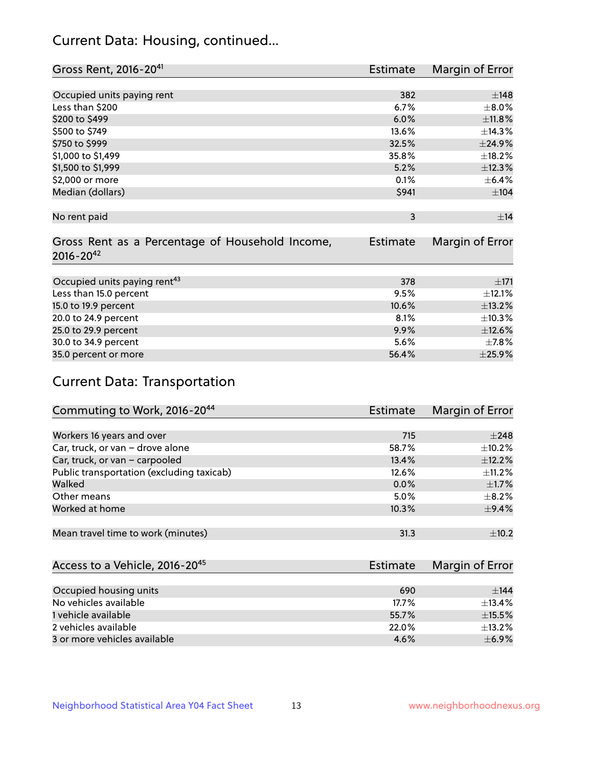## Current Data: Housing, continued...

| Gross Rent, 2016-20[41] | Estimate | Margin of Error |
|---|---|---|
| Occupied units paying rent | 382 | ±148 |
| Less than $200 | 6.7% | ±8.0% |
| $200 to $499 | 6.0% | ±11.8% |
| $500 to $749 | 13.6% | ±14.3% |
| $750 to $999 | 32.5% | ±24.9% |
| $1,000 to $1,499 | 35.8% | ±18.2% |
| $1,500 to $1,999 | 5.2% | ±12.3% |
| $2,000 or more | 0.1% | ±6.4% |
| Median (dollars) | $941 | ±104 |
| No rent paid | 3 | ±14 |

| Gross Rent as a Percentage of Household Income, 2016-20[42] | Estimate | Margin of Error |
|---|---|---|
| Occupied units paying rent[43] | 378 | ±171 |
| Less than 15.0 percent | 9.5% | ±12.1% |
| 15.0 to 19.9 percent | 10.6% | ±13.2% |
| 20.0 to 24.9 percent | 8.1% | ±10.3% |
| 25.0 to 29.9 percent | 9.9% | ±12.6% |
| 30.0 to 34.9 percent | 5.6% | ±7.8% |
| 35.0 percent or more | 56.4% | ±25.9% |

## Current Data: Transportation

| Commuting to Work, 2016-20[44] | Estimate | Margin of Error |
|---|---|---|
| Workers 16 years and over | 715 | ±248 |
| Car, truck, or van – drove alone | 58.7% | ±10.2% |
| Car, truck, or van – carpooled | 13.4% | ±12.2% |
| Public transportation (excluding taxicab) | 12.6% | ±11.2% |
| Walked | 0.0% | ±1.7% |
| Other means | 5.0% | ±8.2% |
| Worked at home | 10.3% | ±9.4% |
| Mean travel time to work (minutes) | 31.3 | ±10.2 |

| Access to a Vehicle, 2016-20[45] | Estimate | Margin of Error |
|---|---|---|
| Occupied housing units | 690 | ±144 |
| No vehicles available | 17.7% | ±13.4% |
| 1 vehicle available | 55.7% | ±15.5% |
| 2 vehicles available | 22.0% | ±13.2% |
| 3 or more vehicles available | 4.6% | ±6.9% |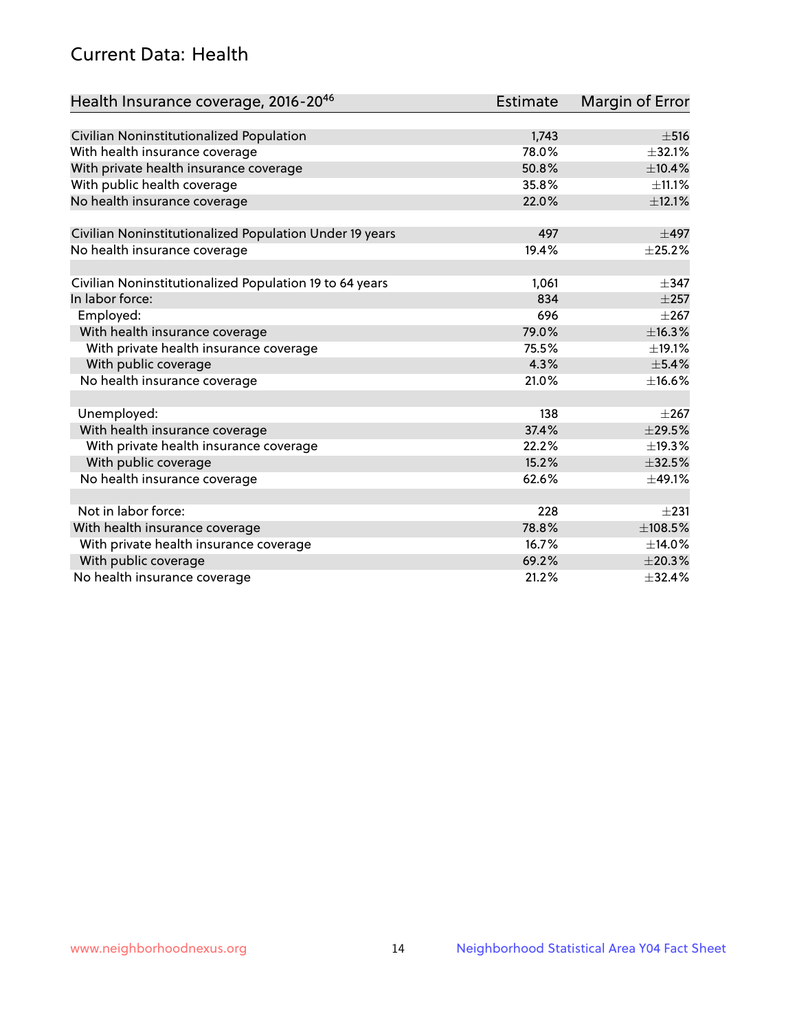## Current Data: Health

| Health Insurance coverage, 2016-20[46] | Estimate | Margin of Error |
|---|---|---|
| Civilian Noninstitutionalized Population | 1,743 | ±516 |
| With health insurance coverage | 78.0% | ±32.1% |
| With private health insurance coverage | 50.8% | ±10.4% |
| With public health coverage | 35.8% | ±11.1% |
| No health insurance coverage | 22.0% | ±12.1% |
| | | |
| Civilian Noninstitutionalized Population Under 19 years | 497 | ±497 |
| No health insurance coverage | 19.4% | ±25.2% |
| | | |
| Civilian Noninstitutionalized Population 19 to 64 years | 1,061 | ±347 |
| In labor force: | 834 | ±257 |
| Employed: | 696 | ±267 |
| With health insurance coverage | 79.0% | ±16.3% |
| With private health insurance coverage | 75.5% | ±19.1% |
| With public coverage | 4.3% | ±5.4% |
| No health insurance coverage | 21.0% | ±16.6% |
| | | |
| Unemployed: | 138 | ±267 |
| With health insurance coverage | 37.4% | ±29.5% |
| With private health insurance coverage | 22.2% | ±19.3% |
| With public coverage | 15.2% | ±32.5% |
| No health insurance coverage | 62.6% | ±49.1% |
| | | |
| Not in labor force: | 228 | ±231 |
| With health insurance coverage | 78.8% | ±108.5% |
| With private health insurance coverage | 16.7% | ±14.0% |
| With public coverage | 69.2% | ±20.3% |
| No health insurance coverage | 21.2% | ±32.4% |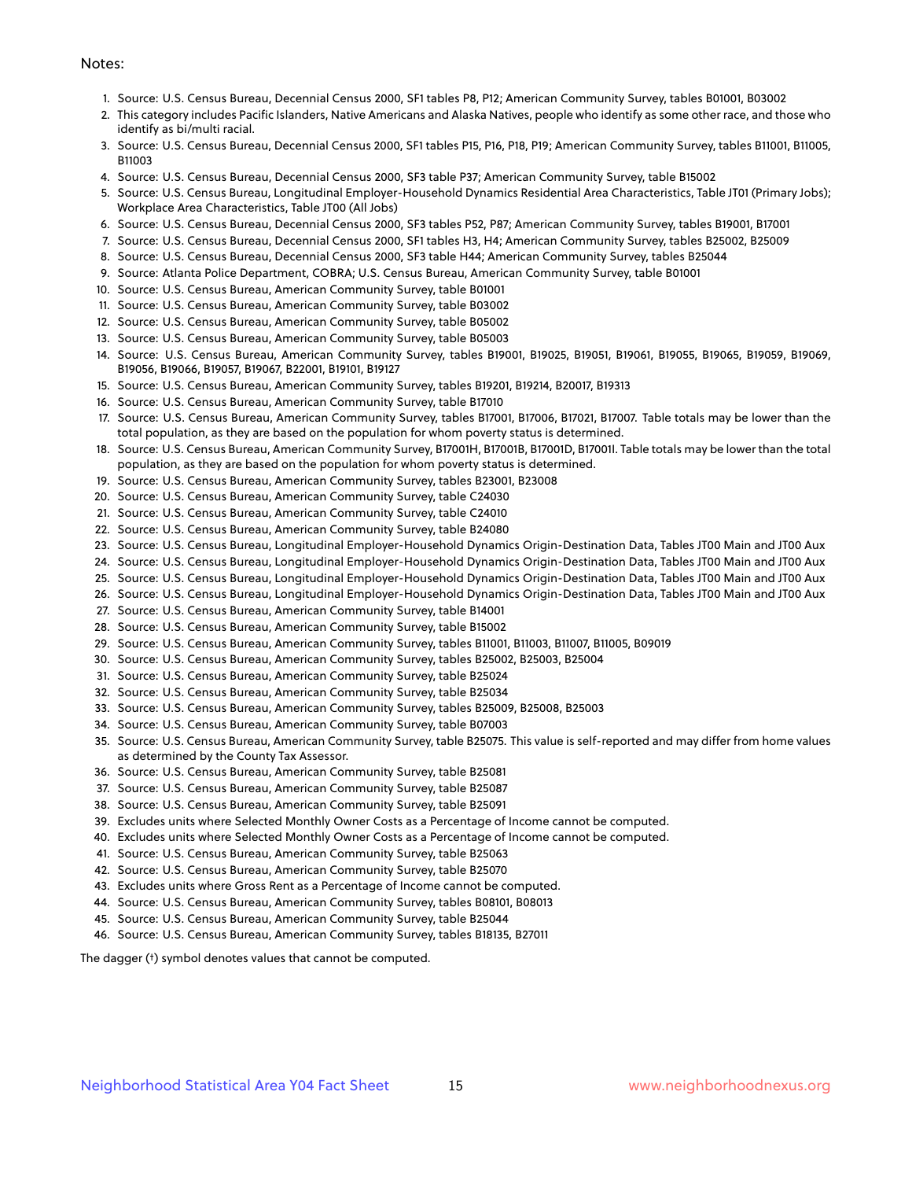Notes:

1. Source: U.S. Census Bureau, Decennial Census 2000, SF1 tables P8, P12; American Community Survey, tables B01001, B03002
2. This category includes Pacific Islanders, Native Americans and Alaska Natives, people who identify as some other race, and those who identify as bi/multi racial.
3. Source: U.S. Census Bureau, Decennial Census 2000, SF1 tables P15, P16, P18, P19; American Community Survey, tables B11001, B11005, B11003
4. Source: U.S. Census Bureau, Decennial Census 2000, SF3 table P37; American Community Survey, table B15002
5. Source: U.S. Census Bureau, Longitudinal Employer-Household Dynamics Residential Area Characteristics, Table JT01 (Primary Jobs); Workplace Area Characteristics, Table JT00 (All Jobs)
6. Source: U.S. Census Bureau, Decennial Census 2000, SF3 tables P52, P87; American Community Survey, tables B19001, B17001
7. Source: U.S. Census Bureau, Decennial Census 2000, SF1 tables H3, H4; American Community Survey, tables B25002, B25009
8. Source: U.S. Census Bureau, Decennial Census 2000, SF3 table H44; American Community Survey, tables B25044
9. Source: Atlanta Police Department, COBRA; U.S. Census Bureau, American Community Survey, table B01001
10. Source: U.S. Census Bureau, American Community Survey, table B01001
11. Source: U.S. Census Bureau, American Community Survey, table B03002
12. Source: U.S. Census Bureau, American Community Survey, table B05002
13. Source: U.S. Census Bureau, American Community Survey, table B05003
14. Source: U.S. Census Bureau, American Community Survey, tables B19001, B19025, B19051, B19061, B19055, B19065, B19059, B19069, B19056, B19066, B19057, B19067, B22001, B19101, B19127
15. Source: U.S. Census Bureau, American Community Survey, tables B19201, B19214, B20017, B19313
16. Source: U.S. Census Bureau, American Community Survey, table B17010
17. Source: U.S. Census Bureau, American Community Survey, tables B17001, B17006, B17021, B17007. Table totals may be lower than the total population, as they are based on the population for whom poverty status is determined.
18. Source: U.S. Census Bureau, American Community Survey, B17001H, B17001B, B17001D, B17001I. Table totals may be lower than the total population, as they are based on the population for whom poverty status is determined.
19. Source: U.S. Census Bureau, American Community Survey, tables B23001, B23008
20. Source: U.S. Census Bureau, American Community Survey, table C24030
21. Source: U.S. Census Bureau, American Community Survey, table C24010
22. Source: U.S. Census Bureau, American Community Survey, table B24080
23. Source: U.S. Census Bureau, Longitudinal Employer-Household Dynamics Origin-Destination Data, Tables JT00 Main and JT00 Aux
24. Source: U.S. Census Bureau, Longitudinal Employer-Household Dynamics Origin-Destination Data, Tables JT00 Main and JT00 Aux
25. Source: U.S. Census Bureau, Longitudinal Employer-Household Dynamics Origin-Destination Data, Tables JT00 Main and JT00 Aux
26. Source: U.S. Census Bureau, Longitudinal Employer-Household Dynamics Origin-Destination Data, Tables JT00 Main and JT00 Aux
27. Source: U.S. Census Bureau, American Community Survey, table B14001
28. Source: U.S. Census Bureau, American Community Survey, table B15002
29. Source: U.S. Census Bureau, American Community Survey, tables B11001, B11003, B11007, B11005, B09019
30. Source: U.S. Census Bureau, American Community Survey, tables B25002, B25003, B25004
31. Source: U.S. Census Bureau, American Community Survey, table B25024
32. Source: U.S. Census Bureau, American Community Survey, table B25034
33. Source: U.S. Census Bureau, American Community Survey, tables B25009, B25008, B25003
34. Source: U.S. Census Bureau, American Community Survey, table B07003
35. Source: U.S. Census Bureau, American Community Survey, table B25075. This value is self-reported and may differ from home values as determined by the County Tax Assessor.
36. Source: U.S. Census Bureau, American Community Survey, table B25081
37. Source: U.S. Census Bureau, American Community Survey, table B25087
38. Source: U.S. Census Bureau, American Community Survey, table B25091
39. Excludes units where Selected Monthly Owner Costs as a Percentage of Income cannot be computed.
40. Excludes units where Selected Monthly Owner Costs as a Percentage of Income cannot be computed.
41. Source: U.S. Census Bureau, American Community Survey, table B25063
42. Source: U.S. Census Bureau, American Community Survey, table B25070
43. Excludes units where Gross Rent as a Percentage of Income cannot be computed.
44. Source: U.S. Census Bureau, American Community Survey, tables B08101, B08013
45. Source: U.S. Census Bureau, American Community Survey, table B25044
46. Source: U.S. Census Bureau, American Community Survey, tables B18135, B27011

The dagger (†) symbol denotes values that cannot be computed.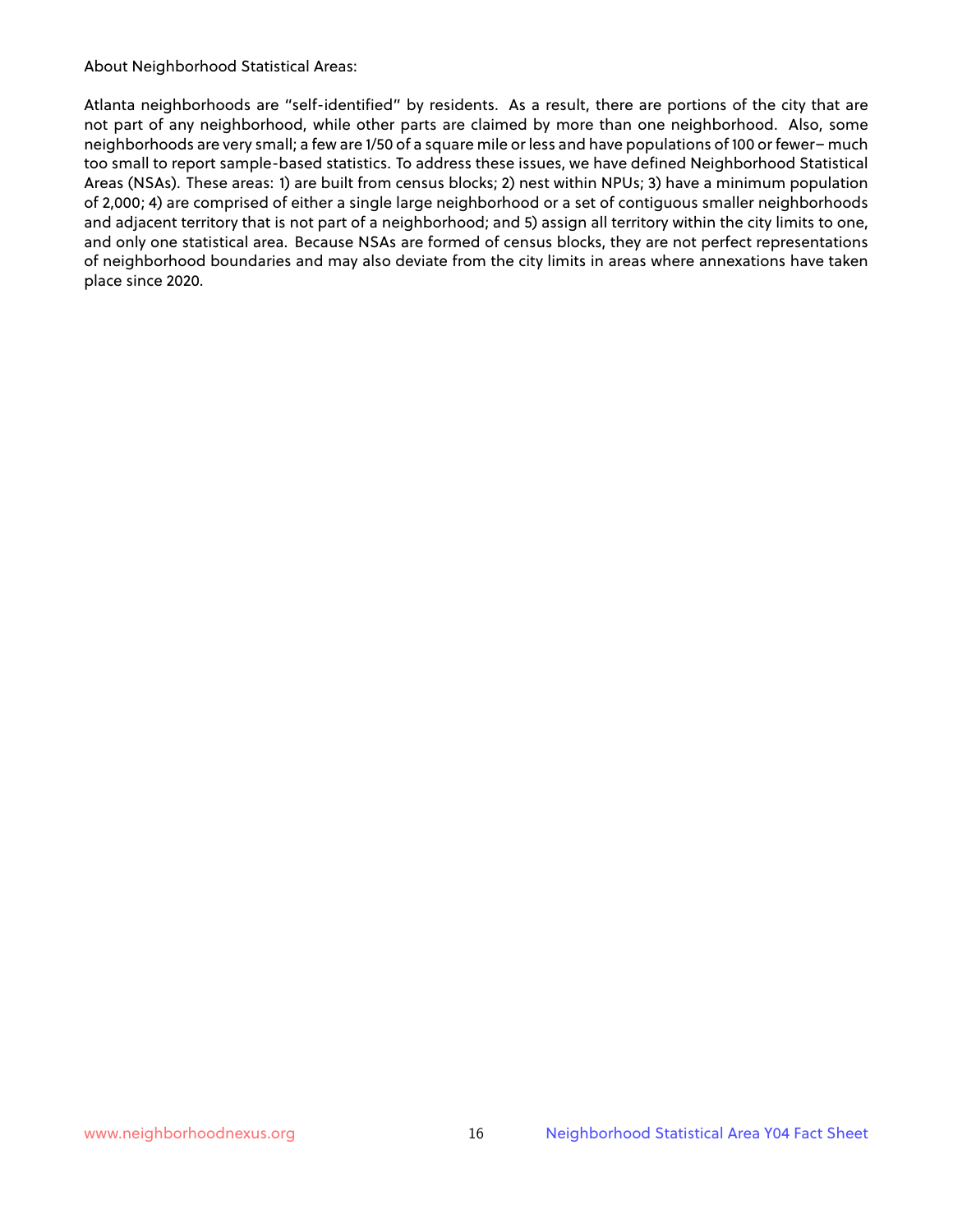About Neighborhood Statistical Areas:

Atlanta neighborhoods are "self-identified" by residents. As a result, there are portions of the city that are not part of any neighborhood, while other parts are claimed by more than one neighborhood. Also, some neighborhoods are very small; a few are 1/50 of a square mile or less and have populations of 100 or fewer– much too small to report sample-based statistics. To address these issues, we have defined Neighborhood Statistical Areas (NSAs). These areas: 1) are built from census blocks; 2) nest within NPUs; 3) have a minimum population of 2,000; 4) are comprised of either a single large neighborhood or a set of contiguous smaller neighborhoods and adjacent territory that is not part of a neighborhood; and 5) assign all territory within the city limits to one, and only one statistical area. Because NSAs are formed of census blocks, they are not perfect representations of neighborhood boundaries and may also deviate from the city limits in areas where annexations have taken place since 2020.